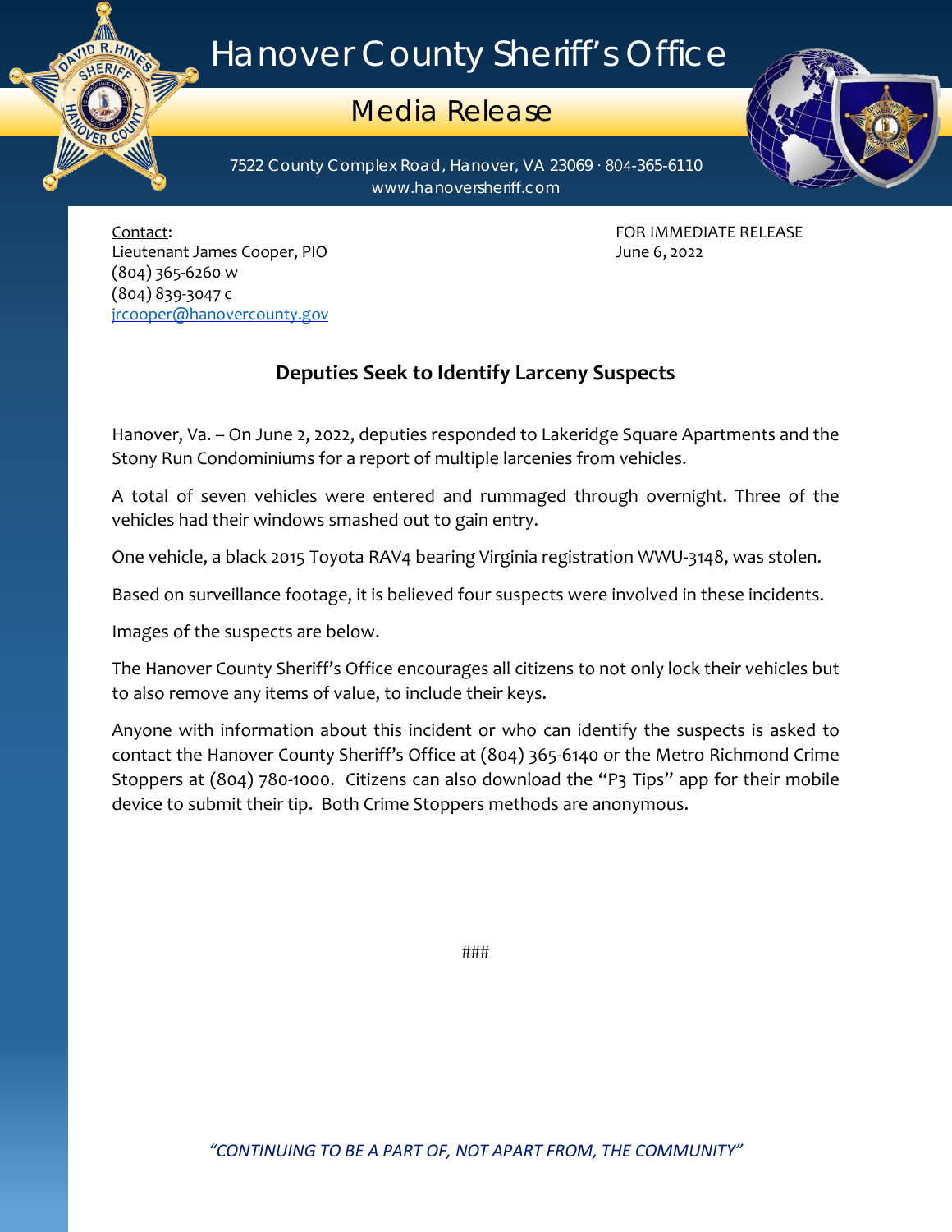# Hanover County Sheriff's Office

## Media Release

7522 County Complex Road, Hanover, VA 23069 · 804-365-6110
www.hanoversheriff.com

Contact:
Lieutenant James Cooper, PIO
(804) 365-6260 w
(804) 839-3047 c
jrcooper@hanovercounty.gov

FOR IMMEDIATE RELEASE
June 6, 2022

## Deputies Seek to Identify Larceny Suspects

Hanover, Va. – On June 2, 2022, deputies responded to Lakeridge Square Apartments and the Stony Run Condominiums for a report of multiple larcenies from vehicles.

A total of seven vehicles were entered and rummaged through overnight. Three of the vehicles had their windows smashed out to gain entry.

One vehicle, a black 2015 Toyota RAV4 bearing Virginia registration WWU-3148, was stolen.

Based on surveillance footage, it is believed four suspects were involved in these incidents.

Images of the suspects are below.

The Hanover County Sheriff's Office encourages all citizens to not only lock their vehicles but to also remove any items of value, to include their keys.

Anyone with information about this incident or who can identify the suspects is asked to contact the Hanover County Sheriff's Office at (804) 365-6140 or the Metro Richmond Crime Stoppers at (804) 780-1000. Citizens can also download the "P3 Tips" app for their mobile device to submit their tip. Both Crime Stoppers methods are anonymous.

###

*"CONTINUING TO BE A PART OF, NOT APART FROM, THE COMMUNITY"*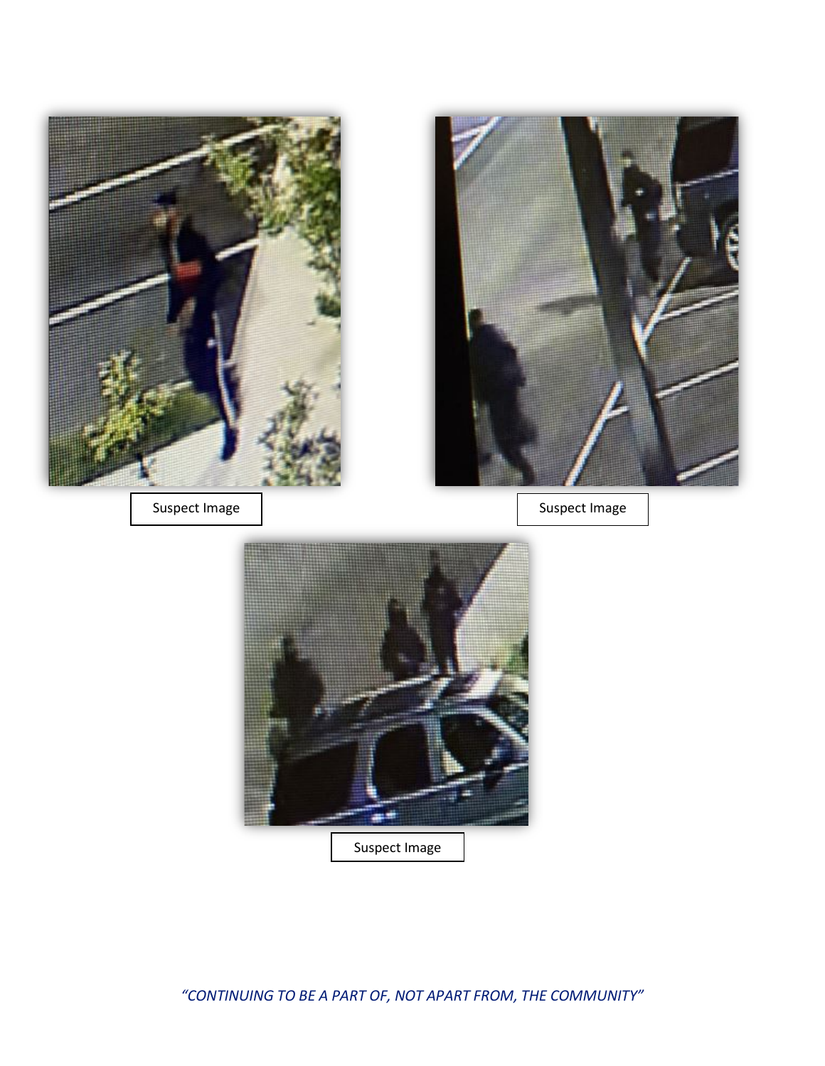Suspect Image

Suspect Image

Suspect Image

*"CONTINUING TO BE A PART OF, NOT APART FROM, THE COMMUNITY"*